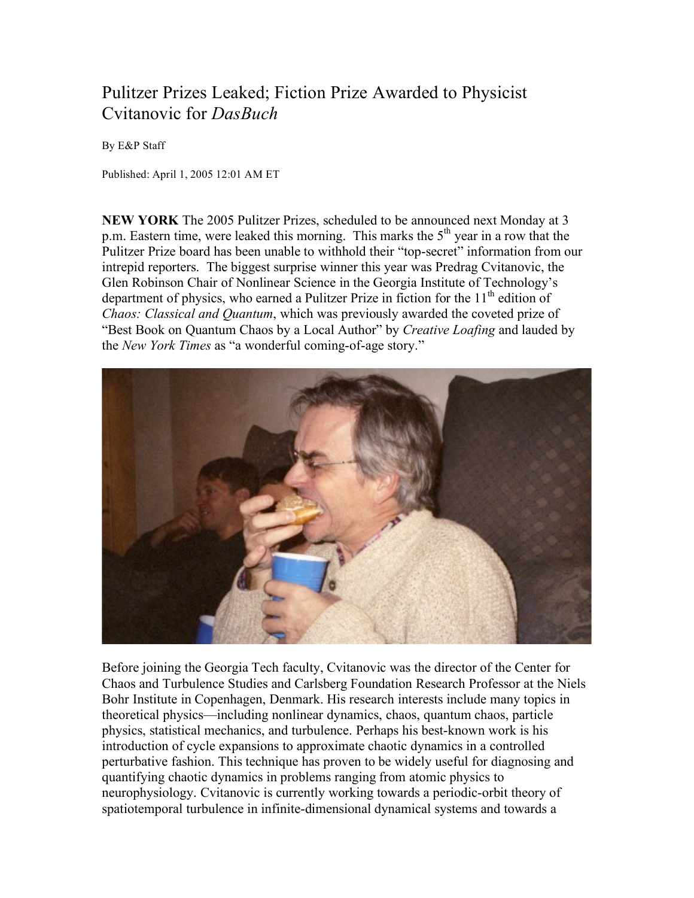# Pulitzer Prizes Leaked; Fiction Prize Awarded to Physicist Cvitanovic for *DasBuch*

By E&P Staff

Published: April 1, 2005 12:01 AM ET

**NEW YORK** The 2005 Pulitzer Prizes, scheduled to be announced next Monday at 3 p.m. Eastern time, were leaked this morning. This marks the 5th year in a row that the Pulitzer Prize board has been unable to withhold their "top-secret" information from our intrepid reporters. The biggest surprise winner this year was Predrag Cvitanovic, the Glen Robinson Chair of Nonlinear Science in the Georgia Institute of Technology's department of physics, who earned a Pulitzer Prize in fiction for the 11th edition of *Chaos: Classical and Quantum*, which was previously awarded the coveted prize of "Best Book on Quantum Chaos by a Local Author" by *Creative Loafing* and lauded by the *New York Times* as "a wonderful coming-of-age story."

Before joining the Georgia Tech faculty, Cvitanovic was the director of the Center for Chaos and Turbulence Studies and Carlsberg Foundation Research Professor at the Niels Bohr Institute in Copenhagen, Denmark. His research interests include many topics in theoretical physics—including nonlinear dynamics, chaos, quantum chaos, particle physics, statistical mechanics, and turbulence. Perhaps his best-known work is his introduction of cycle expansions to approximate chaotic dynamics in a controlled perturbative fashion. This technique has proven to be widely useful for diagnosing and quantifying chaotic dynamics in problems ranging from atomic physics to neurophysiology. Cvitanovic is currently working towards a periodic-orbit theory of spatiotemporal turbulence in infinite-dimensional dynamical systems and towards a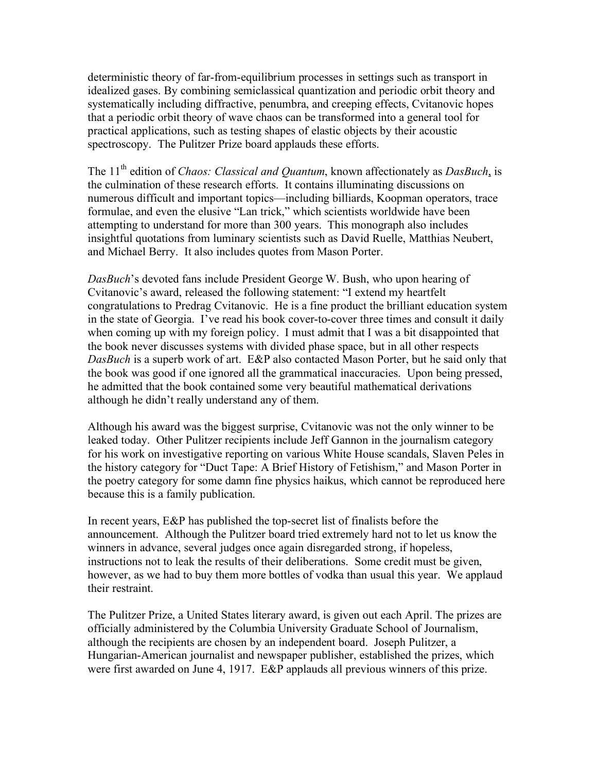deterministic theory of far-from-equilibrium processes in settings such as transport in idealized gases. By combining semiclassical quantization and periodic orbit theory and systematically including diffractive, penumbra, and creeping effects, Cvitanovic hopes that a periodic orbit theory of wave chaos can be transformed into a general tool for practical applications, such as testing shapes of elastic objects by their acoustic spectroscopy. The Pulitzer Prize board applauds these efforts.

The 11th edition of *Chaos: Classical and Quantum*, known affectionately as *DasBuch*, is the culmination of these research efforts. It contains illuminating discussions on numerous difficult and important topics—including billiards, Koopman operators, trace formulae, and even the elusive "Lan trick," which scientists worldwide have been attempting to understand for more than 300 years. This monograph also includes insightful quotations from luminary scientists such as David Ruelle, Matthias Neubert, and Michael Berry. It also includes quotes from Mason Porter.

*DasBuch*'s devoted fans include President George W. Bush, who upon hearing of Cvitanovic's award, released the following statement: "I extend my heartfelt congratulations to Predrag Cvitanovic. He is a fine product the brilliant education system in the state of Georgia. I've read his book cover-to-cover three times and consult it daily when coming up with my foreign policy. I must admit that I was a bit disappointed that the book never discusses systems with divided phase space, but in all other respects *DasBuch* is a superb work of art. E&P also contacted Mason Porter, but he said only that the book was good if one ignored all the grammatical inaccuracies. Upon being pressed, he admitted that the book contained some very beautiful mathematical derivations although he didn't really understand any of them.

Although his award was the biggest surprise, Cvitanovic was not the only winner to be leaked today. Other Pulitzer recipients include Jeff Gannon in the journalism category for his work on investigative reporting on various White House scandals, Slaven Peles in the history category for "Duct Tape: A Brief History of Fetishism," and Mason Porter in the poetry category for some damn fine physics haikus, which cannot be reproduced here because this is a family publication.

In recent years, E&P has published the top-secret list of finalists before the announcement. Although the Pulitzer board tried extremely hard not to let us know the winners in advance, several judges once again disregarded strong, if hopeless, instructions not to leak the results of their deliberations. Some credit must be given, however, as we had to buy them more bottles of vodka than usual this year. We applaud their restraint.

The Pulitzer Prize, a United States literary award, is given out each April. The prizes are officially administered by the Columbia University Graduate School of Journalism, although the recipients are chosen by an independent board. Joseph Pulitzer, a Hungarian-American journalist and newspaper publisher, established the prizes, which were first awarded on June 4, 1917. E&P applauds all previous winners of this prize.